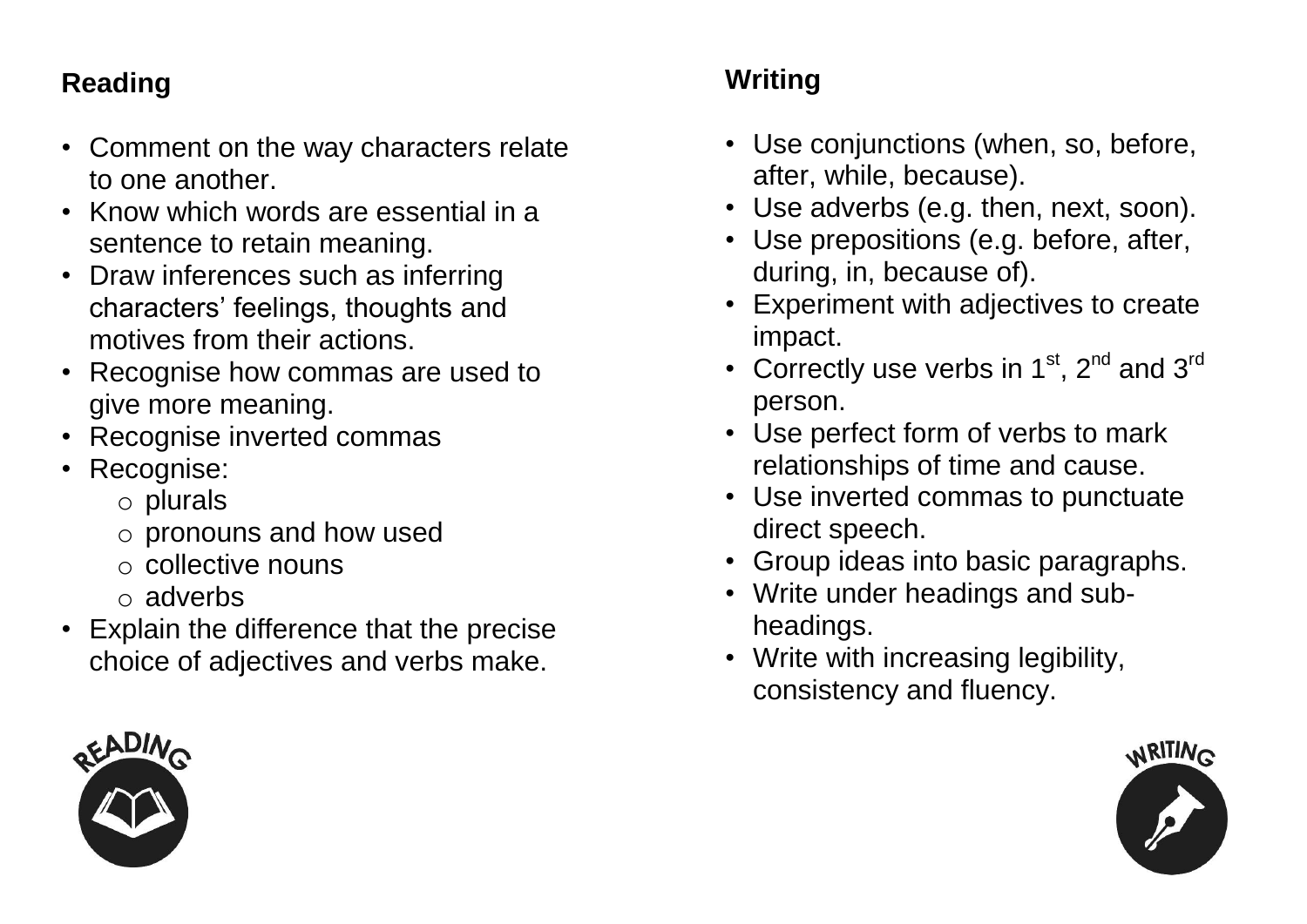## Reading

- Comment on the way characters relate to one another.
- Know which words are essential in a sentence to retain meaning.
- Draw inferences such as inferring characters' feelings, thoughts and motives from their actions.
- Recognise how commas are used to give more meaning.
- Recognise inverted commas
- Recognise:
  - plurals
  - pronouns and how used
  - collective nouns
  - adverbs
- Explain the difference that the precise choice of adjectives and verbs make.

## Writing

- Use conjunctions (when, so, before, after, while, because).
- Use adverbs (e.g. then, next, soon).
- Use prepositions (e.g. before, after, during, in, because of).
- Experiment with adjectives to create impact.
- Correctly use verbs in 1st, 2nd and 3rd person.
- Use perfect form of verbs to mark relationships of time and cause.
- Use inverted commas to punctuate direct speech.
- Group ideas into basic paragraphs.
- Write under headings and sub-headings.
- Write with increasing legibility, consistency and fluency.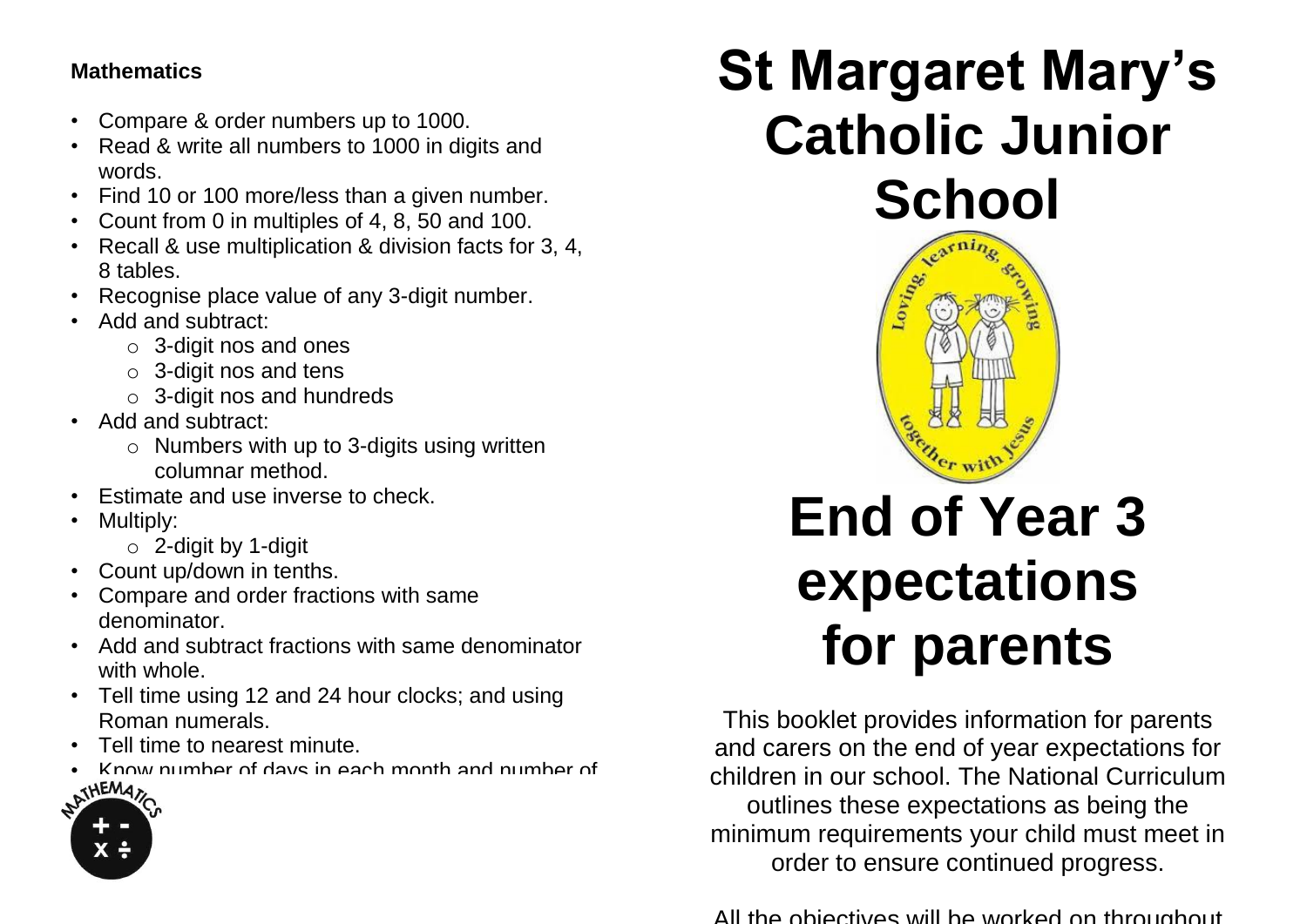**Mathematics**

- Compare & order numbers up to 1000.
- Read & write all numbers to 1000 in digits and words.
- Find 10 or 100 more/less than a given number.
- Count from 0 in multiples of 4, 8, 50 and 100.
- Recall & use multiplication & division facts for 3, 4, 8 tables.
- Recognise place value of any 3-digit number.
- Add and subtract:
  - 3-digit nos and ones
  - 3-digit nos and tens
  - 3-digit nos and hundreds
- Add and subtract:
  - Numbers with up to 3-digits using written columnar method.
- Estimate and use inverse to check.
- Multiply:
  - 2-digit by 1-digit
- Count up/down in tenths.
- Compare and order fractions with same denominator.
- Add and subtract fractions with same denominator with whole.
- Tell time using 12 and 24 hour clocks; and using Roman numerals.
- Tell time to nearest minute.
- Know number of days in each month and number of

# St Margaret Mary's Catholic Junior School

# End of Year 3 expectations for parents

This booklet provides information for parents and carers on the end of year expectations for children in our school. The National Curriculum outlines these expectations as being the minimum requirements your child must meet in order to ensure continued progress.

All the objectives will be worked on throughout